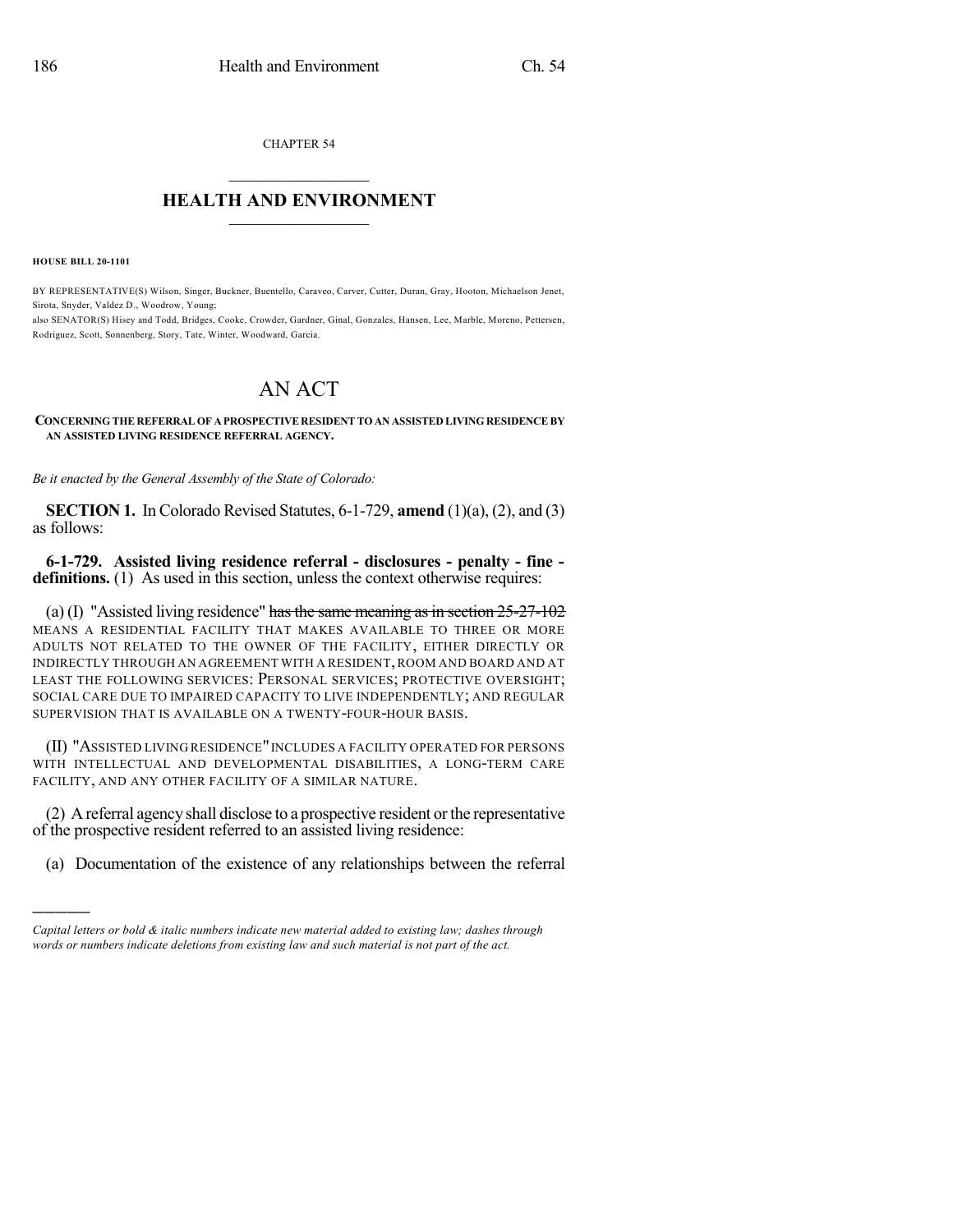CHAPTER 54

# HEALTH AND ENVIRONMENT

**HOUSE BILL 20-1101**

BY REPRESENTATIVE(S) Wilson, Singer, Buckner, Buentello, Caraveo, Carver, Cutter, Duran, Gray, Hooton, Michaelson Jenet, Sirota, Snyder, Valdez D., Woodrow, Young;
also SENATOR(S) Hisey and Todd, Bridges, Cooke, Crowder, Gardner, Ginal, Gonzales, Hansen, Lee, Marble, Moreno, Pettersen, Rodriguez, Scott, Sonnenberg, Story, Tate, Winter, Woodward, Garcia.

# AN ACT

**CONCERNING THE REFERRAL OF A PROSPECTIVE RESIDENT TO AN ASSISTED LIVING RESIDENCE BY AN ASSISTED LIVING RESIDENCE REFERRAL AGENCY.**

*Be it enacted by the General Assembly of the State of Colorado:*

**SECTION 1.** In Colorado Revised Statutes, 6-1-729, **amend** (1)(a), (2), and (3) as follows:

**6-1-729. Assisted living residence referral - disclosures - penalty - fine - definitions.** (1) As used in this section, unless the context otherwise requires:

(a) (I) "Assisted living residence" ~~has the same meaning as in section 25-27-102~~ MEANS A RESIDENTIAL FACILITY THAT MAKES AVAILABLE TO THREE OR MORE ADULTS NOT RELATED TO THE OWNER OF THE FACILITY, EITHER DIRECTLY OR INDIRECTLY THROUGH AN AGREEMENT WITH A RESIDENT, ROOM AND BOARD AND AT LEAST THE FOLLOWING SERVICES: PERSONAL SERVICES; PROTECTIVE OVERSIGHT; SOCIAL CARE DUE TO IMPAIRED CAPACITY TO LIVE INDEPENDENTLY; AND REGULAR SUPERVISION THAT IS AVAILABLE ON A TWENTY-FOUR-HOUR BASIS.

(II) "ASSISTED LIVING RESIDENCE" INCLUDES A FACILITY OPERATED FOR PERSONS WITH INTELLECTUAL AND DEVELOPMENTAL DISABILITIES, A LONG-TERM CARE FACILITY, AND ANY OTHER FACILITY OF A SIMILAR NATURE.

(2) A referral agency shall disclose to a prospective resident or the representative of the prospective resident referred to an assisted living residence:

(a) Documentation of the existence of any relationships between the referral

---

*Capital letters or bold & italic numbers indicate new material added to existing law; dashes through words or numbers indicate deletions from existing law and such material is not part of the act.*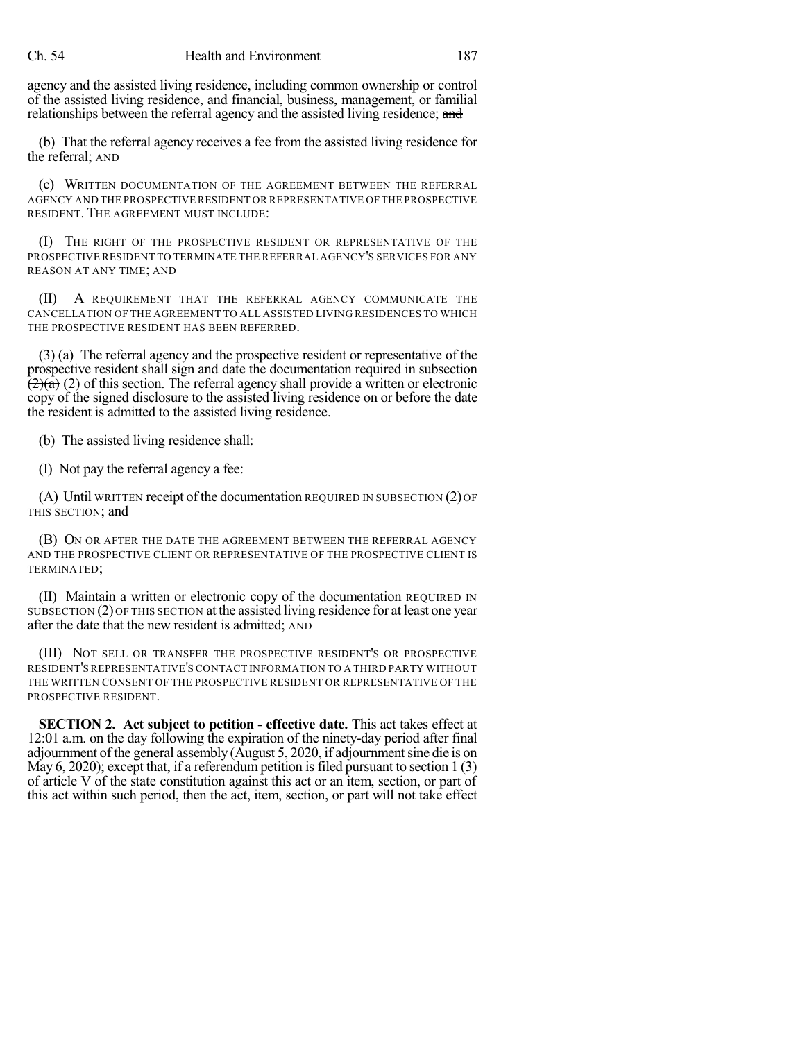agency and the assisted living residence, including common ownership or control of the assisted living residence, and financial, business, management, or familial relationships between the referral agency and the assisted living residence; ~~and~~

(b) That the referral agency receives a fee from the assisted living residence for the referral; AND

(c) WRITTEN DOCUMENTATION OF THE AGREEMENT BETWEEN THE REFERRAL AGENCY AND THE PROSPECTIVE RESIDENT OR REPRESENTATIVE OF THE PROSPECTIVE RESIDENT. THE AGREEMENT MUST INCLUDE:

(I) THE RIGHT OF THE PROSPECTIVE RESIDENT OR REPRESENTATIVE OF THE PROSPECTIVE RESIDENT TO TERMINATE THE REFERRAL AGENCY'S SERVICES FOR ANY REASON AT ANY TIME; AND

(II) A REQUIREMENT THAT THE REFERRAL AGENCY COMMUNICATE THE CANCELLATION OF THE AGREEMENT TO ALL ASSISTED LIVING RESIDENCES TO WHICH THE PROSPECTIVE RESIDENT HAS BEEN REFERRED.

(3) (a) The referral agency and the prospective resident or representative of the prospective resident shall sign and date the documentation required in subsection ~~(2)(a)~~ (2) of this section. The referral agency shall provide a written or electronic copy of the signed disclosure to the assisted living residence on or before the date the resident is admitted to the assisted living residence.

(b) The assisted living residence shall:

(I) Not pay the referral agency a fee:

(A) Until WRITTEN receipt of the documentation REQUIRED IN SUBSECTION (2) OF THIS SECTION; and

(B) ON OR AFTER THE DATE THE AGREEMENT BETWEEN THE REFERRAL AGENCY AND THE PROSPECTIVE CLIENT OR REPRESENTATIVE OF THE PROSPECTIVE CLIENT IS TERMINATED;

(II) Maintain a written or electronic copy of the documentation REQUIRED IN SUBSECTION (2) OF THIS SECTION at the assisted living residence for at least one year after the date that the new resident is admitted; AND

(III) NOT SELL OR TRANSFER THE PROSPECTIVE RESIDENT'S OR PROSPECTIVE RESIDENT'S REPRESENTATIVE'S CONTACT INFORMATION TO A THIRD PARTY WITHOUT THE WRITTEN CONSENT OF THE PROSPECTIVE RESIDENT OR REPRESENTATIVE OF THE PROSPECTIVE RESIDENT.

**SECTION 2. Act subject to petition - effective date.** This act takes effect at 12:01 a.m. on the day following the expiration of the ninety-day period after final adjournment of the general assembly (August 5, 2020, if adjournment sine die is on May 6, 2020); except that, if a referendum petition is filed pursuant to section 1 (3) of article V of the state constitution against this act or an item, section, or part of this act within such period, then the act, item, section, or part will not take effect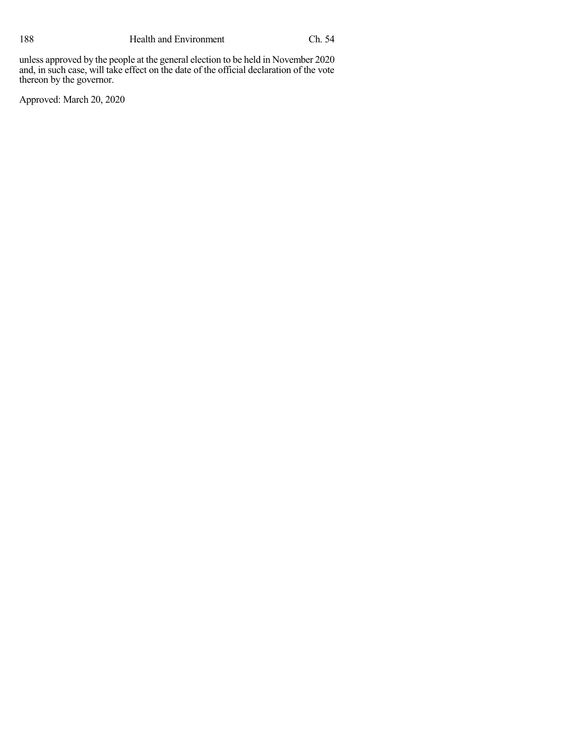unless approved by the people at the general election to be held in November 2020 and, in such case, will take effect on the date of the official declaration of the vote thereon by the governor.

Approved: March 20, 2020